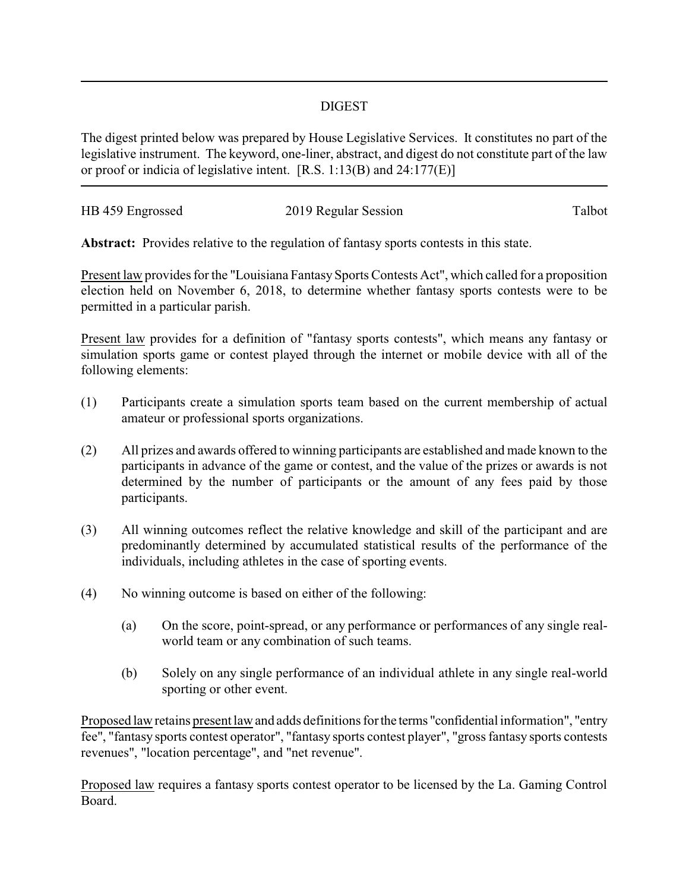# DIGEST

The digest printed below was prepared by House Legislative Services. It constitutes no part of the legislative instrument. The keyword, one-liner, abstract, and digest do not constitute part of the law or proof or indicia of legislative intent. [R.S. 1:13(B) and 24:177(E)]

HB 459 Engrossed 2019 Regular Session Talbot

**Abstract:** Provides relative to the regulation of fantasy sports contests in this state.

Present law provides for the "Louisiana Fantasy Sports Contests Act", which called for a proposition election held on November 6, 2018, to determine whether fantasy sports contests were to be permitted in a particular parish.

Present law provides for a definition of "fantasy sports contests", which means any fantasy or simulation sports game or contest played through the internet or mobile device with all of the following elements:

(1) Participants create a simulation sports team based on the current membership of actual amateur or professional sports organizations.

(2) All prizes and awards offered to winning participants are established and made known to the participants in advance of the game or contest, and the value of the prizes or awards is not determined by the number of participants or the amount of any fees paid by those participants.

(3) All winning outcomes reflect the relative knowledge and skill of the participant and are predominantly determined by accumulated statistical results of the performance of the individuals, including athletes in the case of sporting events.

(4) No winning outcome is based on either of the following:

  (a) On the score, point-spread, or any performance or performances of any single real-world team or any combination of such teams.

  (b) Solely on any single performance of an individual athlete in any single real-world sporting or other event.

Proposed law retains present law and adds definitions for the terms "confidential information", "entry fee", "fantasy sports contest operator", "fantasy sports contest player", "gross fantasy sports contests revenues", "location percentage", and "net revenue".

Proposed law requires a fantasy sports contest operator to be licensed by the La. Gaming Control Board.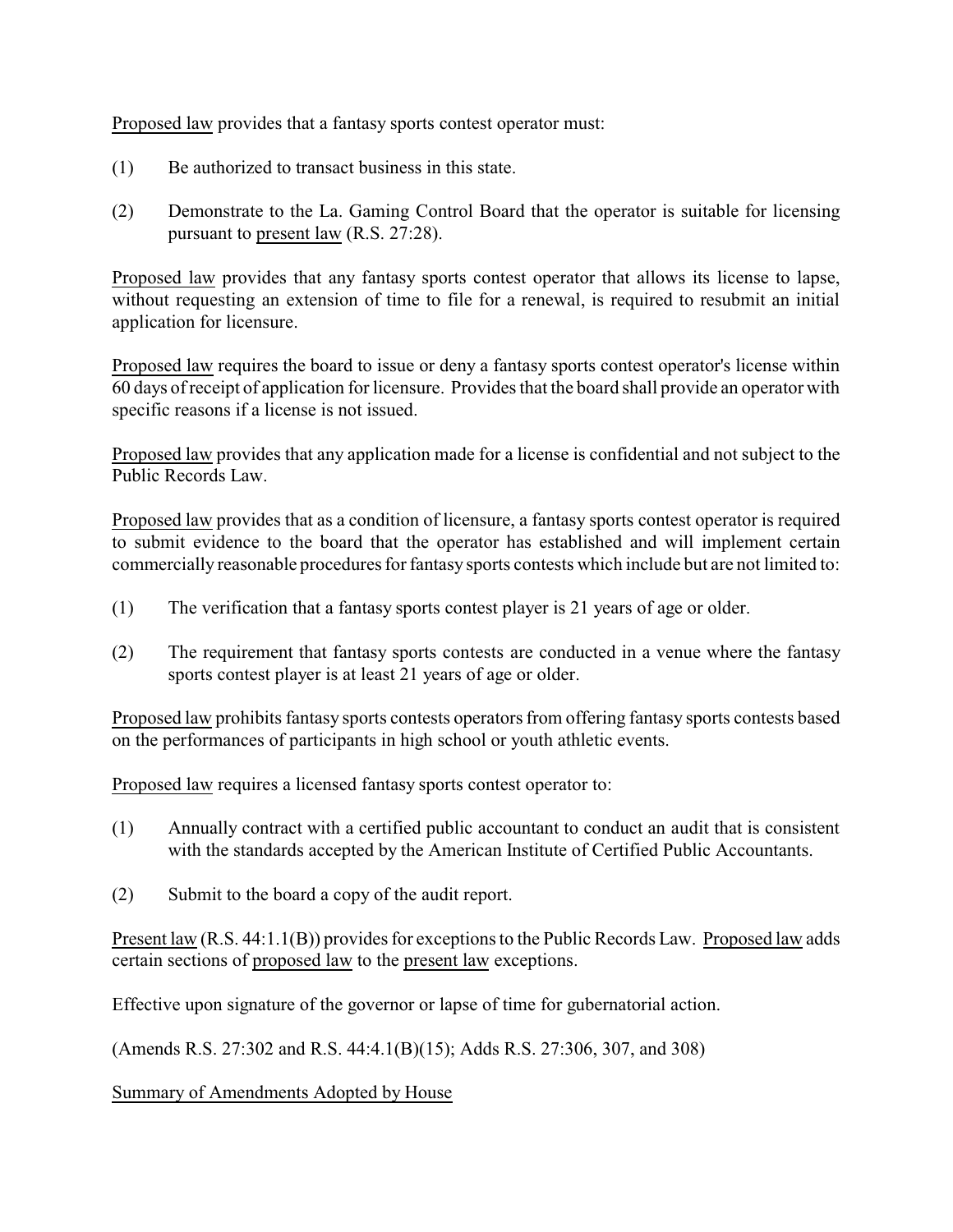Proposed law provides that a fantasy sports contest operator must:

(1) Be authorized to transact business in this state.

(2) Demonstrate to the La. Gaming Control Board that the operator is suitable for licensing pursuant to present law (R.S. 27:28).

Proposed law provides that any fantasy sports contest operator that allows its license to lapse, without requesting an extension of time to file for a renewal, is required to resubmit an initial application for licensure.

Proposed law requires the board to issue or deny a fantasy sports contest operator's license within 60 days of receipt of application for licensure. Provides that the board shall provide an operator with specific reasons if a license is not issued.

Proposed law provides that any application made for a license is confidential and not subject to the Public Records Law.

Proposed law provides that as a condition of licensure, a fantasy sports contest operator is required to submit evidence to the board that the operator has established and will implement certain commercially reasonable procedures for fantasy sports contests which include but are not limited to:

(1) The verification that a fantasy sports contest player is 21 years of age or older.

(2) The requirement that fantasy sports contests are conducted in a venue where the fantasy sports contest player is at least 21 years of age or older.

Proposed law prohibits fantasy sports contests operators from offering fantasy sports contests based on the performances of participants in high school or youth athletic events.

Proposed law requires a licensed fantasy sports contest operator to:

(1) Annually contract with a certified public accountant to conduct an audit that is consistent with the standards accepted by the American Institute of Certified Public Accountants.

(2) Submit to the board a copy of the audit report.

Present law (R.S. 44:1.1(B)) provides for exceptions to the Public Records Law. Proposed law adds certain sections of proposed law to the present law exceptions.

Effective upon signature of the governor or lapse of time for gubernatorial action.

(Amends R.S. 27:302 and R.S. 44:4.1(B)(15); Adds R.S. 27:306, 307, and 308)

Summary of Amendments Adopted by House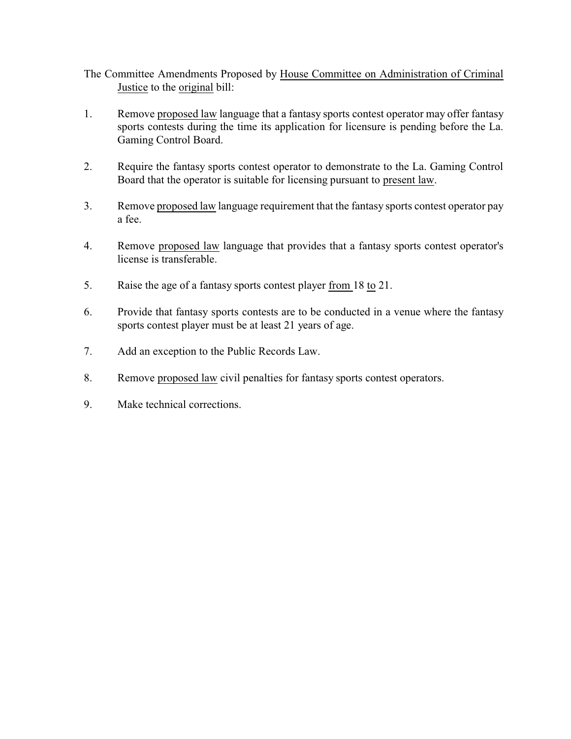The Committee Amendments Proposed by House Committee on Administration of Criminal Justice to the original bill:

1. Remove proposed law language that a fantasy sports contest operator may offer fantasy sports contests during the time its application for licensure is pending before the La. Gaming Control Board.

2. Require the fantasy sports contest operator to demonstrate to the La. Gaming Control Board that the operator is suitable for licensing pursuant to present law.

3. Remove proposed law language requirement that the fantasy sports contest operator pay a fee.

4. Remove proposed law language that provides that a fantasy sports contest operator's license is transferable.

5. Raise the age of a fantasy sports contest player from 18 to 21.

6. Provide that fantasy sports contests are to be conducted in a venue where the fantasy sports contest player must be at least 21 years of age.

7. Add an exception to the Public Records Law.

8. Remove proposed law civil penalties for fantasy sports contest operators.

9. Make technical corrections.